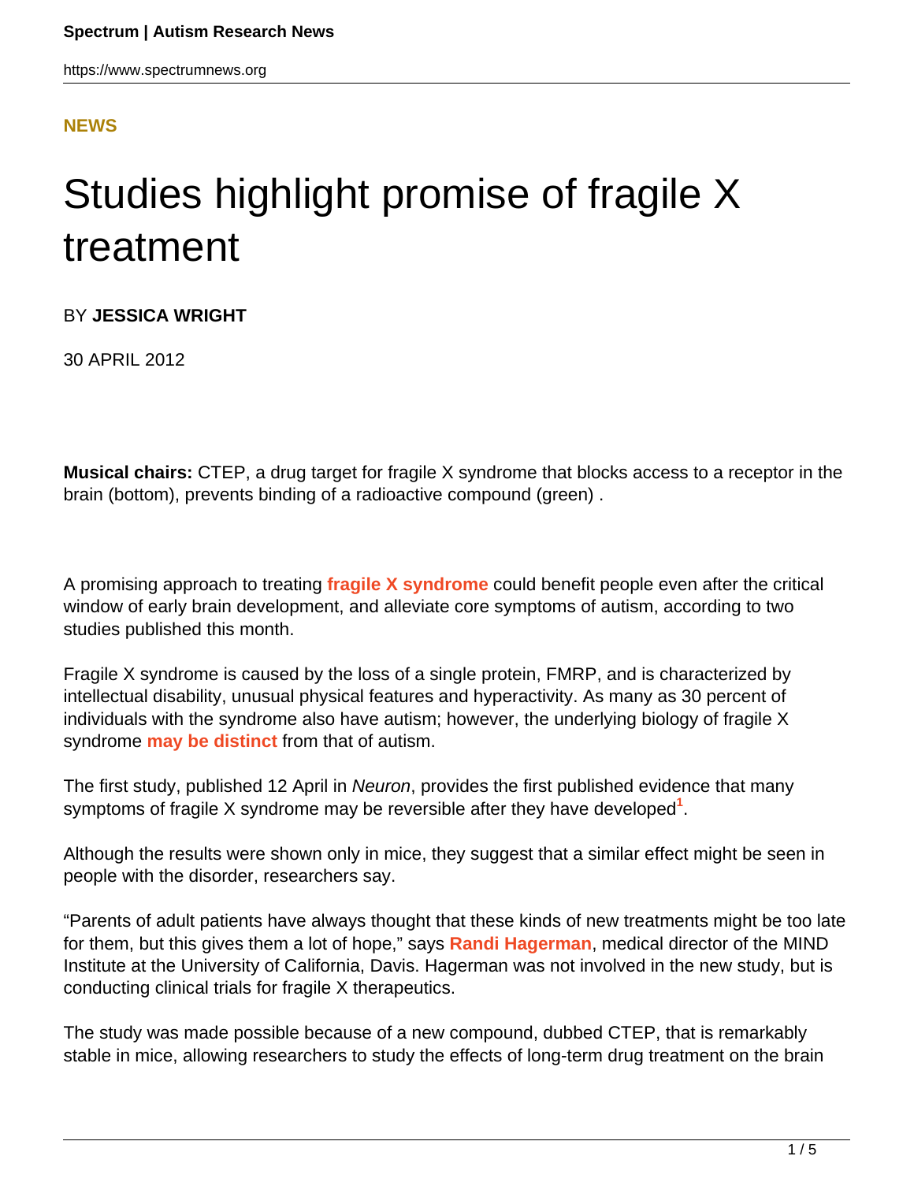**NEWS**

# Studies highlight promise of fragile X treatment

BY **JESSICA WRIGHT**

30 APRIL 2012

**Musical chairs:** CTEP, a drug target for fragile X syndrome that blocks access to a receptor in the brain (bottom), prevents binding of a radioactive compound (green) .

A promising approach to treating **fragile X syndrome** could benefit people even after the critical window of early brain development, and alleviate core symptoms of autism, according to two studies published this month.

Fragile X syndrome is caused by the loss of a single protein, FMRP, and is characterized by intellectual disability, unusual physical features and hyperactivity. As many as 30 percent of individuals with the syndrome also have autism; however, the underlying biology of fragile X syndrome **may be distinct** from that of autism.

The first study, published 12 April in *Neuron*, provides the first published evidence that many symptoms of fragile X syndrome may be reversible after they have developed[1].

Although the results were shown only in mice, they suggest that a similar effect might be seen in people with the disorder, researchers say.

"Parents of adult patients have always thought that these kinds of new treatments might be too late for them, but this gives them a lot of hope," says **Randi Hagerman**, medical director of the MIND Institute at the University of California, Davis. Hagerman was not involved in the new study, but is conducting clinical trials for fragile X therapeutics.

The study was made possible because of a new compound, dubbed CTEP, that is remarkably stable in mice, allowing researchers to study the effects of long-term drug treatment on the brain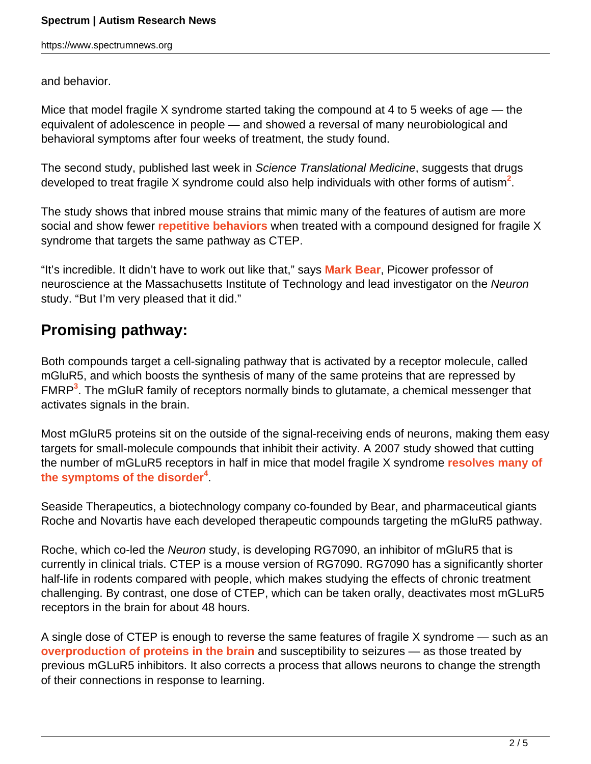and behavior.

Mice that model fragile X syndrome started taking the compound at 4 to 5 weeks of age — the equivalent of adolescence in people — and showed a reversal of many neurobiological and behavioral symptoms after four weeks of treatment, the study found.

The second study, published last week in *Science Translational Medicine*, suggests that drugs developed to treat fragile X syndrome could also help individuals with other forms of autism[2].

The study shows that inbred mouse strains that mimic many of the features of autism are more social and show fewer **repetitive behaviors** when treated with a compound designed for fragile X syndrome that targets the same pathway as CTEP.

"It's incredible. It didn't have to work out like that," says **Mark Bear**, Picower professor of neuroscience at the Massachusetts Institute of Technology and lead investigator on the *Neuron* study. "But I'm very pleased that it did."

## Promising pathway:

Both compounds target a cell-signaling pathway that is activated by a receptor molecule, called mGluR5, and which boosts the synthesis of many of the same proteins that are repressed by FMRP[3]. The mGluR family of receptors normally binds to glutamate, a chemical messenger that activates signals in the brain.

Most mGluR5 proteins sit on the outside of the signal-receiving ends of neurons, making them easy targets for small-molecule compounds that inhibit their activity. A 2007 study showed that cutting the number of mGLuR5 receptors in half in mice that model fragile X syndrome **resolves many of the symptoms of the disorder**[4].

Seaside Therapeutics, a biotechnology company co-founded by Bear, and pharmaceutical giants Roche and Novartis have each developed therapeutic compounds targeting the mGluR5 pathway.

Roche, which co-led the *Neuron* study, is developing RG7090, an inhibitor of mGluR5 that is currently in clinical trials. CTEP is a mouse version of RG7090. RG7090 has a significantly shorter half-life in rodents compared with people, which makes studying the effects of chronic treatment challenging. By contrast, one dose of CTEP, which can be taken orally, deactivates most mGLuR5 receptors in the brain for about 48 hours.

A single dose of CTEP is enough to reverse the same features of fragile X syndrome — such as an **overproduction of proteins in the brain** and susceptibility to seizures — as those treated by previous mGLuR5 inhibitors. It also corrects a process that allows neurons to change the strength of their connections in response to learning.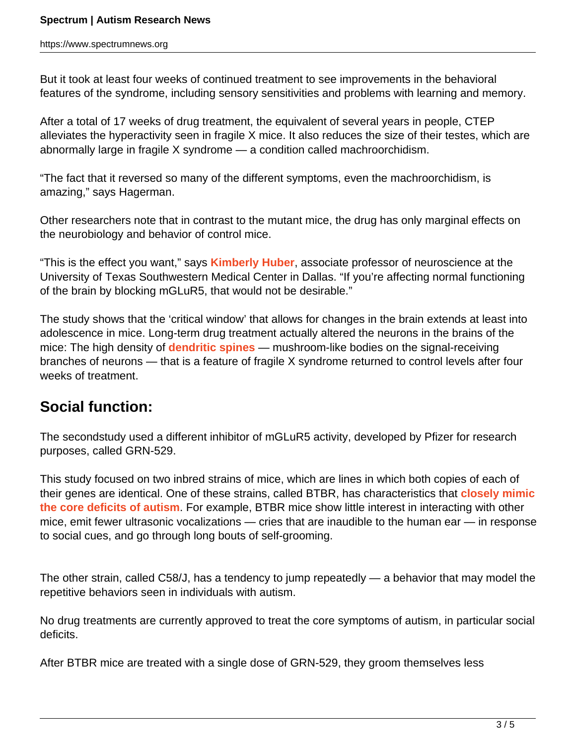But it took at least four weeks of continued treatment to see improvements in the behavioral features of the syndrome, including sensory sensitivities and problems with learning and memory.

After a total of 17 weeks of drug treatment, the equivalent of several years in people, CTEP alleviates the hyperactivity seen in fragile X mice. It also reduces the size of their testes, which are abnormally large in fragile X syndrome — a condition called machroorchidism.

"The fact that it reversed so many of the different symptoms, even the machroorchidism, is amazing," says Hagerman.

Other researchers note that in contrast to the mutant mice, the drug has only marginal effects on the neurobiology and behavior of control mice.

"This is the effect you want," says **Kimberly Huber**, associate professor of neuroscience at the University of Texas Southwestern Medical Center in Dallas. "If you're affecting normal functioning of the brain by blocking mGLuR5, that would not be desirable."

The study shows that the 'critical window' that allows for changes in the brain extends at least into adolescence in mice. Long-term drug treatment actually altered the neurons in the brains of the mice: The high density of **dendritic spines** — mushroom-like bodies on the signal-receiving branches of neurons — that is a feature of fragile X syndrome returned to control levels after four weeks of treatment.

## Social function:

The secondstudy used a different inhibitor of mGLuR5 activity, developed by Pfizer for research purposes, called GRN-529.

This study focused on two inbred strains of mice, which are lines in which both copies of each of their genes are identical. One of these strains, called BTBR, has characteristics that **closely mimic the core deficits of autism**. For example, BTBR mice show little interest in interacting with other mice, emit fewer ultrasonic vocalizations — cries that are inaudible to the human ear — in response to social cues, and go through long bouts of self-grooming.

The other strain, called C58/J, has a tendency to jump repeatedly — a behavior that may model the repetitive behaviors seen in individuals with autism.

No drug treatments are currently approved to treat the core symptoms of autism, in particular social deficits.

After BTBR mice are treated with a single dose of GRN-529, they groom themselves less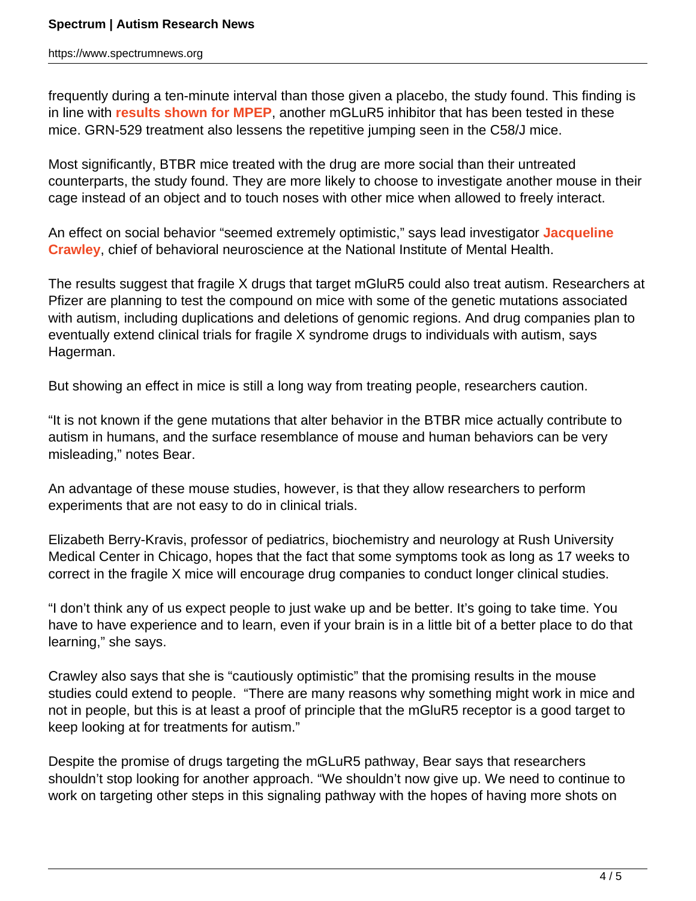frequently during a ten-minute interval than those given a placebo, the study found. This finding is in line with **results shown for MPEP**, another mGLuR5 inhibitor that has been tested in these mice. GRN-529 treatment also lessens the repetitive jumping seen in the C58/J mice.

Most significantly, BTBR mice treated with the drug are more social than their untreated counterparts, the study found. They are more likely to choose to investigate another mouse in their cage instead of an object and to touch noses with other mice when allowed to freely interact.

An effect on social behavior "seemed extremely optimistic," says lead investigator **Jacqueline Crawley**, chief of behavioral neuroscience at the National Institute of Mental Health.

The results suggest that fragile X drugs that target mGluR5 could also treat autism. Researchers at Pfizer are planning to test the compound on mice with some of the genetic mutations associated with autism, including duplications and deletions of genomic regions. And drug companies plan to eventually extend clinical trials for fragile X syndrome drugs to individuals with autism, says Hagerman.

But showing an effect in mice is still a long way from treating people, researchers caution.

"It is not known if the gene mutations that alter behavior in the BTBR mice actually contribute to autism in humans, and the surface resemblance of mouse and human behaviors can be very misleading," notes Bear.

An advantage of these mouse studies, however, is that they allow researchers to perform experiments that are not easy to do in clinical trials.

Elizabeth Berry-Kravis, professor of pediatrics, biochemistry and neurology at Rush University Medical Center in Chicago, hopes that the fact that some symptoms took as long as 17 weeks to correct in the fragile X mice will encourage drug companies to conduct longer clinical studies.

"I don't think any of us expect people to just wake up and be better. It's going to take time. You have to have experience and to learn, even if your brain is in a little bit of a better place to do that learning," she says.

Crawley also says that she is "cautiously optimistic" that the promising results in the mouse studies could extend to people. "There are many reasons why something might work in mice and not in people, but this is at least a proof of principle that the mGluR5 receptor is a good target to keep looking at for treatments for autism."

Despite the promise of drugs targeting the mGLuR5 pathway, Bear says that researchers shouldn't stop looking for another approach. "We shouldn't now give up. We need to continue to work on targeting other steps in this signaling pathway with the hopes of having more shots on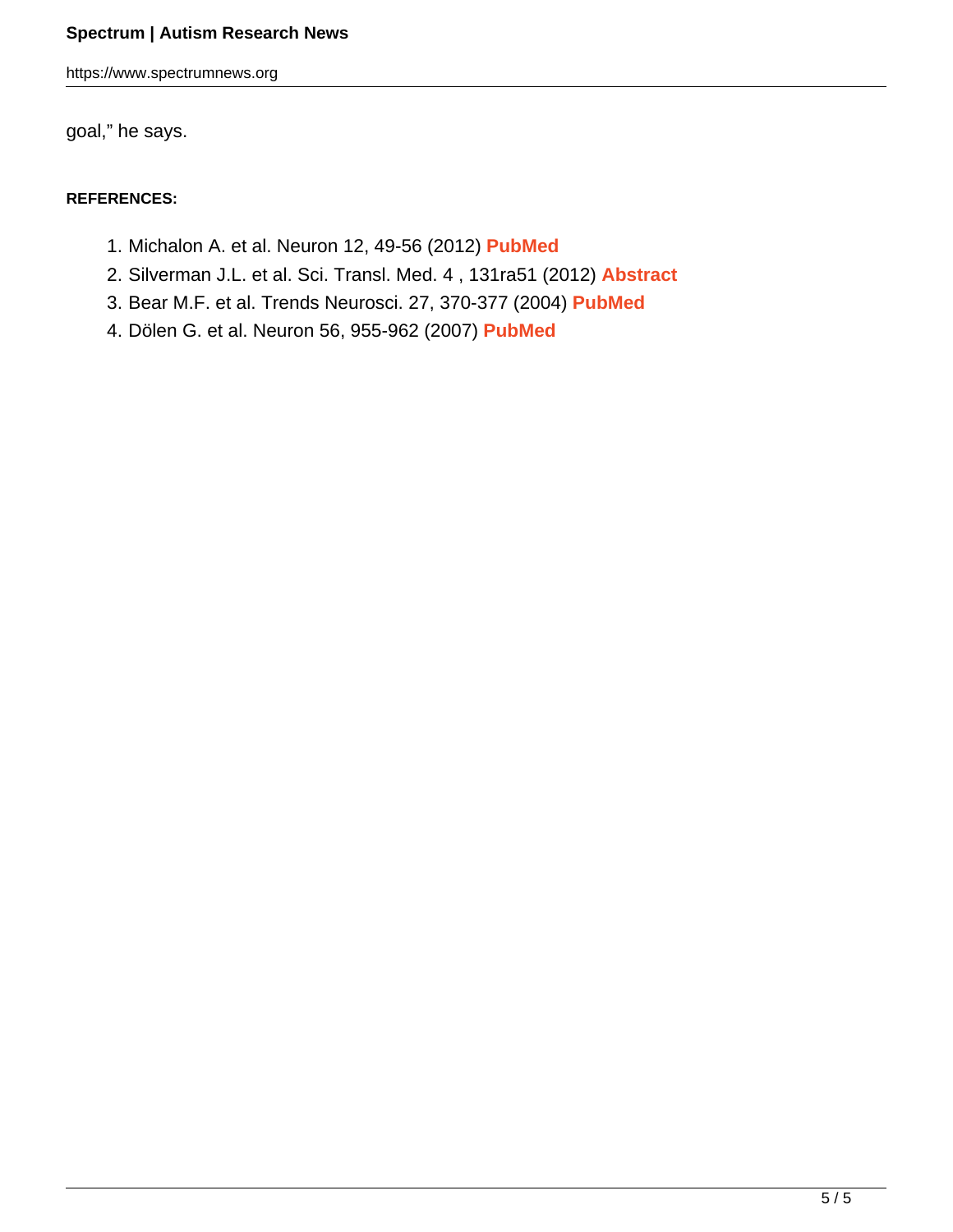goal," he says.

**REFERENCES:**

1. Michalon A. et al. Neuron 12, 49-56 (2012) **PubMed**
2. Silverman J.L. et al. Sci. Transl. Med. 4 , 131ra51 (2012) **Abstract**
3. Bear M.F. et al. Trends Neurosci. 27, 370-377 (2004) **PubMed**
4. Dölen G. et al. Neuron 56, 955-962 (2007) **PubMed**